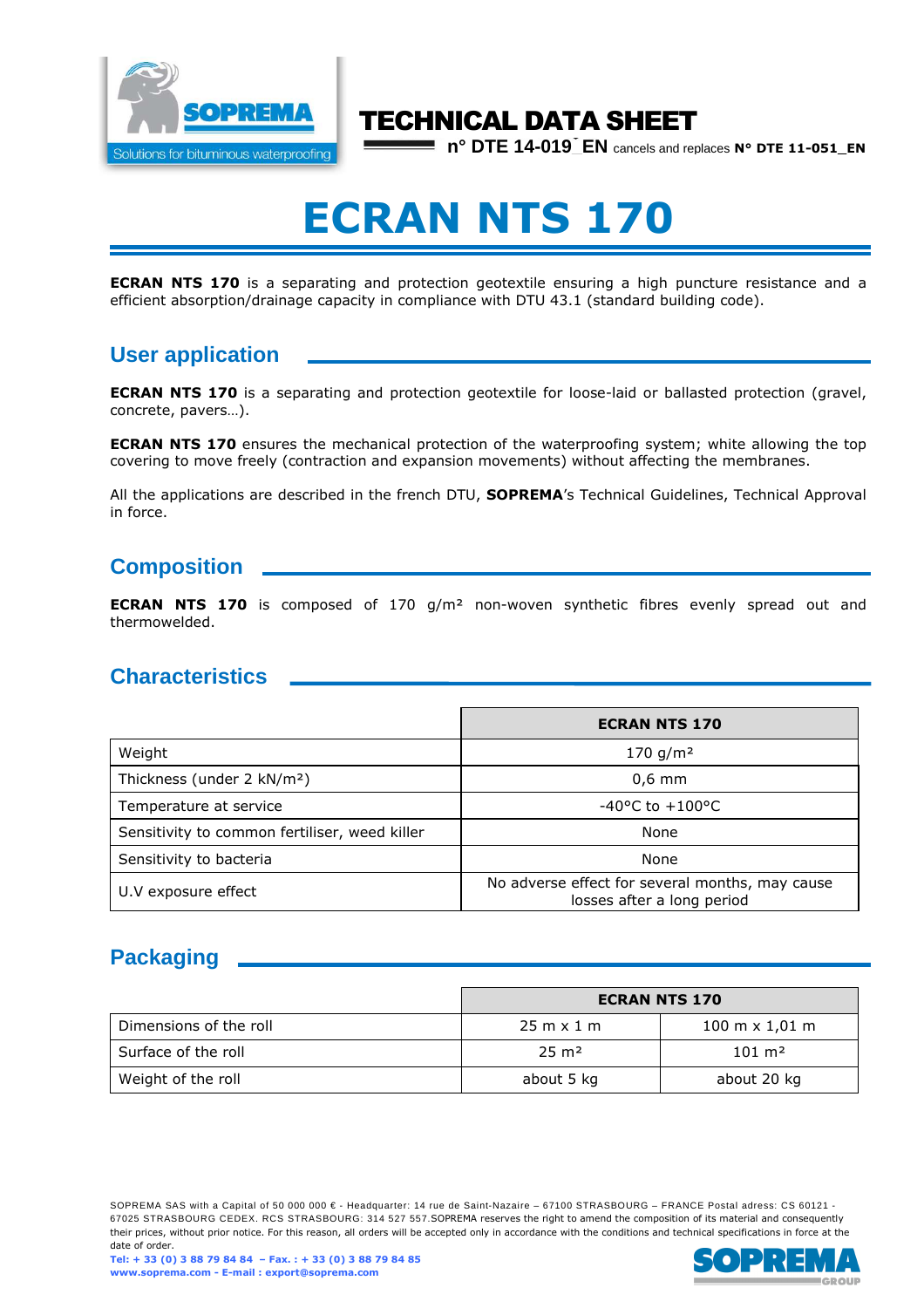# TECHNICAL DATA SHEET

**n° DTE 14-019_EN** cancels and replaces **N° DTE 11-051_EN**

# ECRAN NTS 170

**ECRAN NTS 170** is a separating and protection geotextile ensuring a high puncture resistance and a efficient absorption/drainage capacity in compliance with DTU 43.1 (standard building code).

## User application

**ECRAN NTS 170** is a separating and protection geotextile for loose-laid or ballasted protection (gravel, concrete, pavers…).

**ECRAN NTS 170** ensures the mechanical protection of the waterproofing system; white allowing the top covering to move freely (contraction and expansion movements) without affecting the membranes.

All the applications are described in the french DTU, **SOPREMA**'s Technical Guidelines, Technical Approval in force.

## Composition

**ECRAN NTS 170** is composed of 170 g/m² non-woven synthetic fibres evenly spread out and thermowelded.

## Characteristics

| | ECRAN NTS 170 |
|---|---|
| Weight | 170 g/m² |
| Thickness (under 2 kN/m²) | 0,6 mm |
| Temperature at service | -40°C to +100°C |
| Sensitivity to common fertiliser, weed killer | None |
| Sensitivity to bacteria | None |
| U.V exposure effect | No adverse effect for several months, may cause losses after a long period |

## Packaging

| | ECRAN NTS 170 | |
|---|---|---|
| Dimensions of the roll | 25 m x 1 m | 100 m x 1,01 m |
| Surface of the roll | 25 m² | 101 m² |
| Weight of the roll | about 5 kg | about 20 kg |

SOPREMA SAS with a Capital of 50 000 000 € - Headquarter: 14 rue de Saint-Nazaire – 67100 STRASBOURG – FRANCE Postal adress: CS 60121 - 67025 STRASBOURG CEDEX. RCS STRASBOURG: 314 527 557.SOPREMA reserves the right to amend the composition of its material and consequently their prices, without prior notice. For this reason, all orders will be accepted only in accordance with the conditions and technical specifications in force at the date of order.

**Tel: + 33 (0) 3 88 79 84 84 – Fax. : + 33 (0) 3 88 79 84 85**
**www.soprema.com - E-mail : export@soprema.com**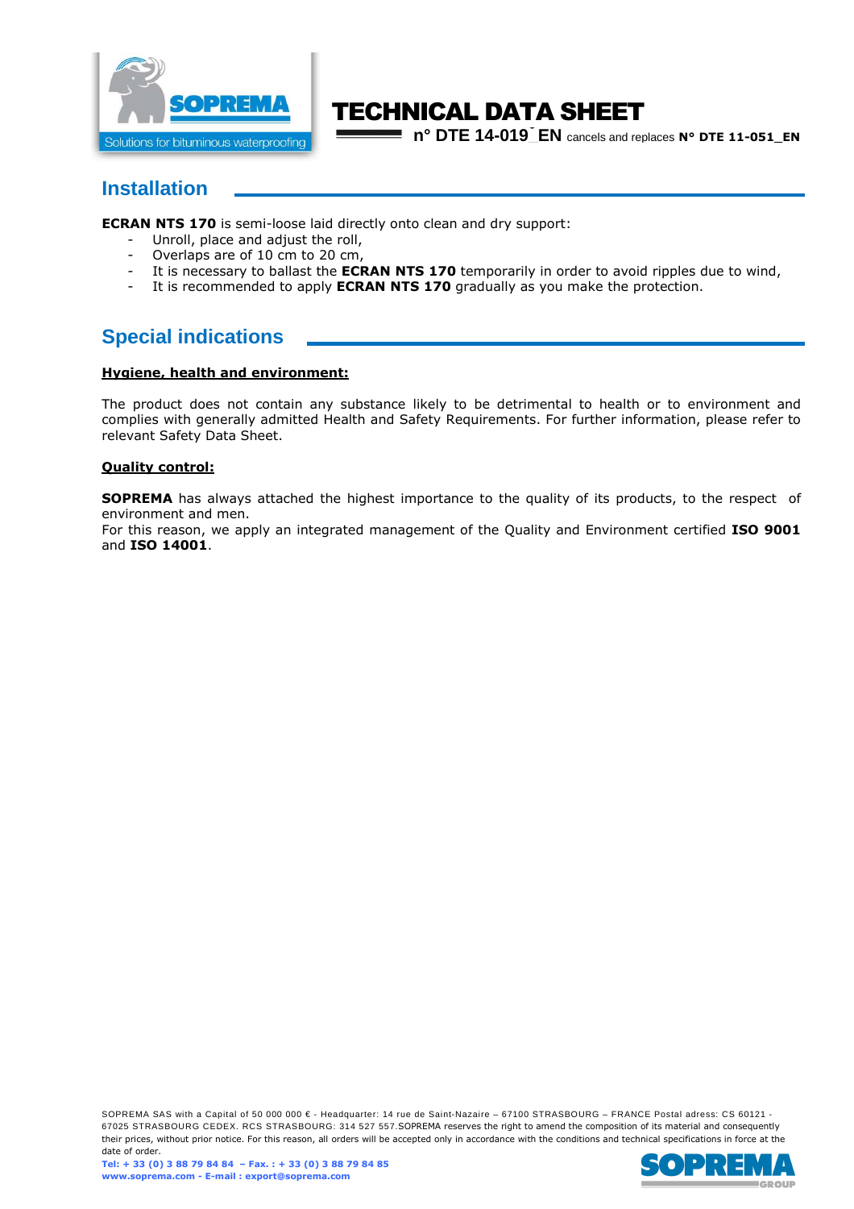# TECHNICAL DATA SHEET

**n° DTE 14-019_EN** cancels and replaces **N° DTE 11-051_EN**

## Installation

**ECRAN NTS 170** is semi-loose laid directly onto clean and dry support:

- Unroll, place and adjust the roll,
- Overlaps are of 10 cm to 20 cm,
- It is necessary to ballast the **ECRAN NTS 170** temporarily in order to avoid ripples due to wind,
- It is recommended to apply **ECRAN NTS 170** gradually as you make the protection.

## Special indications

**Hygiene, health and environment:**

The product does not contain any substance likely to be detrimental to health or to environment and complies with generally admitted Health and Safety Requirements. For further information, please refer to relevant Safety Data Sheet.

**Quality control:**

**SOPREMA** has always attached the highest importance to the quality of its products, to the respect of environment and men.
For this reason, we apply an integrated management of the Quality and Environment certified **ISO 9001** and **ISO 14001**.

SOPREMA SAS with a Capital of 50 000 000 € - Headquarter: 14 rue de Saint-Nazaire – 67100 STRASBOURG – FRANCE Postal adress: CS 60121 - 67025 STRASBOURG CEDEX. RCS STRASBOURG: 314 527 557.SOPREMA reserves the right to amend the composition of its material and consequently their prices, without prior notice. For this reason, all orders will be accepted only in accordance with the conditions and technical specifications in force at the date of order.

**Tel: + 33 (0) 3 88 79 84 84 – Fax. : + 33 (0) 3 88 79 84 85**
**www.soprema.com - E-mail : export@soprema.com**